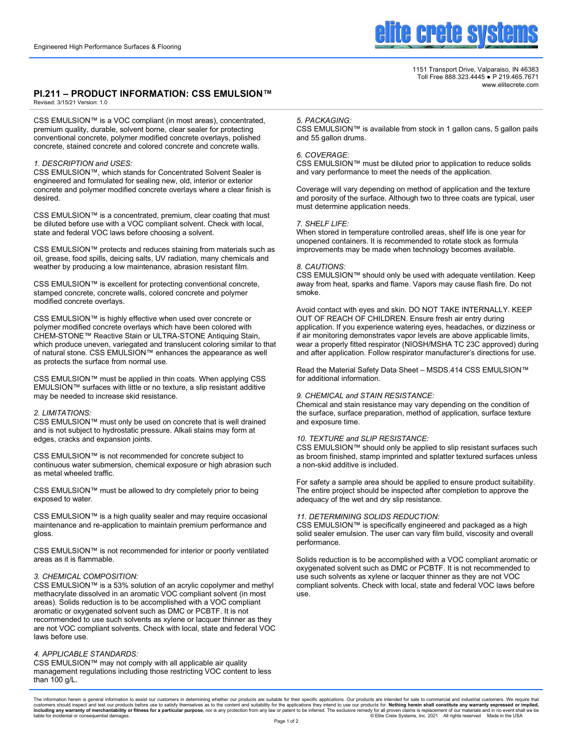Engineered High Performance Surfaces & Flooring

elite crete systems

1151 Transport Drive, Valparaiso, IN 46383
Toll Free 888.323.4445 ● P 219.465.7671
www.elitecrete.com

# PI.211 – PRODUCT INFORMATION: CSS EMULSION™

Revised: 3/15/21 Version: 1.0

CSS EMULSION™ is a VOC compliant (in most areas), concentrated, premium quality, durable, solvent borne, clear sealer for protecting conventional concrete, polymer modified concrete overlays, polished concrete, stained concrete and colored concrete and concrete walls.

*1. DESCRIPTION and USES:*

CSS EMULSION™, which stands for Concentrated Solvent Sealer is engineered and formulated for sealing new, old, interior or exterior concrete and polymer modified concrete overlays where a clear finish is desired.

CSS EMULSION™ is a concentrated, premium, clear coating that must be diluted before use with a VOC compliant solvent. Check with local, state and federal VOC laws before choosing a solvent.

CSS EMULSION™ protects and reduces staining from materials such as oil, grease, food spills, deicing salts, UV radiation, many chemicals and weather by producing a low maintenance, abrasion resistant film.

CSS EMULSION™ is excellent for protecting conventional concrete, stamped concrete, concrete walls, colored concrete and polymer modified concrete overlays.

CSS EMULSION™ is highly effective when used over concrete or polymer modified concrete overlays which have been colored with CHEM-STONE™ Reactive Stain or ULTRA-STONE Antiquing Stain, which produce uneven, variegated and translucent coloring similar to that of natural stone. CSS EMULSION™ enhances the appearance as well as protects the surface from normal use.

CSS EMULSION™ must be applied in thin coats. When applying CSS EMULSION™ surfaces with little or no texture, a slip resistant additive may be needed to increase skid resistance.

*2. LIMITATIONS:*

CSS EMULSION™ must only be used on concrete that is well drained and is not subject to hydrostatic pressure. Alkali stains may form at edges, cracks and expansion joints.

CSS EMULSION™ is not recommended for concrete subject to continuous water submersion, chemical exposure or high abrasion such as metal wheeled traffic.

CSS EMULSION™ must be allowed to dry completely prior to being exposed to water.

CSS EMULSION™ is a high quality sealer and may require occasional maintenance and re-application to maintain premium performance and gloss.

CSS EMULSION™ is not recommended for interior or poorly ventilated areas as it is flammable.

*3. CHEMICAL COMPOSITION:*

CSS EMULSION™ is a 53% solution of an acrylic copolymer and methyl methacrylate dissolved in an aromatic VOC compliant solvent (in most areas). Solids reduction is to be accomplished with a VOC compliant aromatic or oxygenated solvent such as DMC or PCBTF. It is not recommended to use such solvents as xylene or lacquer thinner as they are not VOC compliant solvents. Check with local, state and federal VOC laws before use.

*4. APPLICABLE STANDARDS:*

CSS EMULSION™ may not comply with all applicable air quality management regulations including those restricting VOC content to less than 100 g/L.

*5. PACKAGING:*

CSS EMULSION™ is available from stock in 1 gallon cans, 5 gallon pails and 55 gallon drums.

*6. COVERAGE:*

CSS EMULSION™ must be diluted prior to application to reduce solids and vary performance to meet the needs of the application.

Coverage will vary depending on method of application and the texture and porosity of the surface. Although two to three coats are typical, user must determine application needs.

*7. SHELF LIFE:*

When stored in temperature controlled areas, shelf life is one year for unopened containers. It is recommended to rotate stock as formula improvements may be made when technology becomes available.

*8. CAUTIONS:*

CSS EMULSION™ should only be used with adequate ventilation. Keep away from heat, sparks and flame. Vapors may cause flash fire. Do not smoke.

Avoid contact with eyes and skin. DO NOT TAKE INTERNALLY. KEEP OUT OF REACH OF CHILDREN. Ensure fresh air entry during application. If you experience watering eyes, headaches, or dizziness or if air monitoring demonstrates vapor levels are above applicable limits, wear a properly fitted respirator (NIOSH/MSHA TC 23C approved) during and after application. Follow respirator manufacturer's directions for use.

Read the Material Safety Data Sheet – MSDS.414 CSS EMULSION™ for additional information.

*9. CHEMICAL and STAIN RESISTANCE:*

Chemical and stain resistance may vary depending on the condition of the surface, surface preparation, method of application, surface texture and exposure time.

*10. TEXTURE and SLIP RESISTANCE:*

CSS EMULSION™ should only be applied to slip resistant surfaces such as broom finished, stamp imprinted and splatter textured surfaces unless a non-skid additive is included.

For safety a sample area should be applied to ensure product suitability. The entire project should be inspected after completion to approve the adequacy of the wet and dry slip resistance.

*11. DETERMINING SOLIDS REDUCTION:*

CSS EMULSION™ is specifically engineered and packaged as a high solid sealer emulsion. The user can vary film build, viscosity and overall performance.

Solids reduction is to be accomplished with a VOC compliant aromatic or oxygenated solvent such as DMC or PCBTF. It is not recommended to use such solvents as xylene or lacquer thinner as they are not VOC compliant solvents. Check with local, state and federal VOC laws before use.

The information herein is general information to assist our customers in determining whether our products are suitable for their specific applications. Our products are intended for sale to commercial and industrial customers. We require that customers should inspect and test our products before use to satisfy themselves as to the content and suitability for the applications they intend to use our products for. **Nothing herein shall constitute any warranty expressed or implied, including any warranty of merchantability or fitness for a particular purpose,** nor is any protection from any law or patent to be inferred. The exclusive remedy for all proven claims is replacement of our materials and in no event shall we be liable for incidental or consequential damages. © Elite Crete Systems, Inc. 2021 All rights reserved Made in the USA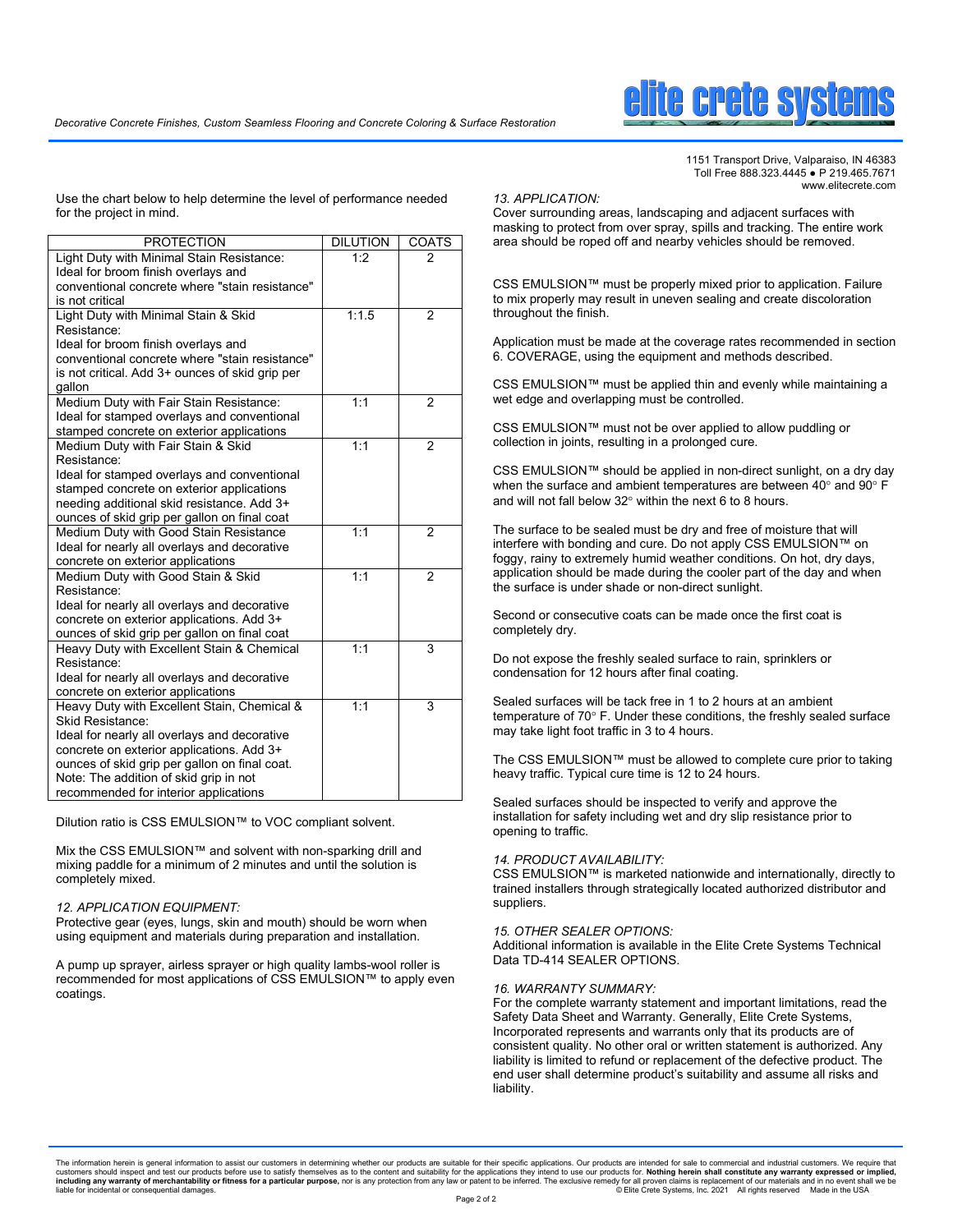Use the chart below to help determine the level of performance needed for the project in mind.

| PROTECTION | DILUTION | COATS |
| --- | --- | --- |
| Light Duty with Minimal Stain Resistance: Ideal for broom finish overlays and conventional concrete where "stain resistance" is not critical | 1:2 | 2 |
| Light Duty with Minimal Stain & Skid Resistance: Ideal for broom finish overlays and conventional concrete where "stain resistance" is not critical. Add 3+ ounces of skid grip per gallon | 1:1.5 | 2 |
| Medium Duty with Fair Stain Resistance: Ideal for stamped overlays and conventional stamped concrete on exterior applications | 1:1 | 2 |
| Medium Duty with Fair Stain & Skid Resistance: Ideal for stamped overlays and conventional stamped concrete on exterior applications needing additional skid resistance. Add 3+ ounces of skid grip per gallon on final coat | 1:1 | 2 |
| Medium Duty with Good Stain Resistance Ideal for nearly all overlays and decorative concrete on exterior applications | 1:1 | 2 |
| Medium Duty with Good Stain & Skid Resistance: Ideal for nearly all overlays and decorative concrete on exterior applications. Add 3+ ounces of skid grip per gallon on final coat | 1:1 | 2 |
| Heavy Duty with Excellent Stain & Chemical Resistance: Ideal for nearly all overlays and decorative concrete on exterior applications | 1:1 | 3 |
| Heavy Duty with Excellent Stain, Chemical & Skid Resistance: Ideal for nearly all overlays and decorative concrete on exterior applications. Add 3+ ounces of skid grip per gallon on final coat. Note: The addition of skid grip in not recommended for interior applications | 1:1 | 3 |

Dilution ratio is CSS EMULSION™ to VOC compliant solvent.

Mix the CSS EMULSION™ and solvent with non-sparking drill and mixing paddle for a minimum of 2 minutes and until the solution is completely mixed.

*12. APPLICATION EQUIPMENT:*

Protective gear (eyes, lungs, skin and mouth) should be worn when using equipment and materials during preparation and installation.

A pump up sprayer, airless sprayer or high quality lambs-wool roller is recommended for most applications of CSS EMULSION™ to apply even coatings.

*13. APPLICATION:*

Cover surrounding areas, landscaping and adjacent surfaces with masking to protect from over spray, spills and tracking. The entire work area should be roped off and nearby vehicles should be removed.

CSS EMULSION™ must be properly mixed prior to application. Failure to mix properly may result in uneven sealing and create discoloration throughout the finish.

Application must be made at the coverage rates recommended in section 6. COVERAGE, using the equipment and methods described.

CSS EMULSION™ must be applied thin and evenly while maintaining a wet edge and overlapping must be controlled.

CSS EMULSION™ must not be over applied to allow puddling or collection in joints, resulting in a prolonged cure.

CSS EMULSION™ should be applied in non-direct sunlight, on a dry day when the surface and ambient temperatures are between 40° and 90° F and will not fall below 32° within the next 6 to 8 hours.

The surface to be sealed must be dry and free of moisture that will interfere with bonding and cure. Do not apply CSS EMULSION™ on foggy, rainy to extremely humid weather conditions. On hot, dry days, application should be made during the cooler part of the day and when the surface is under shade or non-direct sunlight.

Second or consecutive coats can be made once the first coat is completely dry.

Do not expose the freshly sealed surface to rain, sprinklers or condensation for 12 hours after final coating.

Sealed surfaces will be tack free in 1 to 2 hours at an ambient temperature of 70° F. Under these conditions, the freshly sealed surface may take light foot traffic in 3 to 4 hours.

The CSS EMULSION™ must be allowed to complete cure prior to taking heavy traffic. Typical cure time is 12 to 24 hours.

Sealed surfaces should be inspected to verify and approve the installation for safety including wet and dry slip resistance prior to opening to traffic.

*14. PRODUCT AVAILABILITY:*

CSS EMULSION™ is marketed nationwide and internationally, directly to trained installers through strategically located authorized distributor and suppliers.

*15. OTHER SEALER OPTIONS:*

Additional information is available in the Elite Crete Systems Technical Data TD-414 SEALER OPTIONS.

*16. WARRANTY SUMMARY:*

For the complete warranty statement and important limitations, read the Safety Data Sheet and Warranty. Generally, Elite Crete Systems, Incorporated represents and warrants only that its products are of consistent quality. No other oral or written statement is authorized. Any liability is limited to refund or replacement of the defective product. The end user shall determine product's suitability and assume all risks and liability.

The information herein is general information to assist our customers in determining whether our products are suitable for their specific applications. Our products are intended for sale to commercial and industrial customers. We require that customers should inspect and test our products before use to satisfy themselves as to the content and suitability for the applications they intend to use our products for. **Nothing herein shall constitute any warranty expressed or implied, including any warranty of merchantability or fitness for a particular purpose,** nor is any protection from any law or patent to be inferred. The exclusive remedy for all proven claims is replacement of our materials and in no event shall we be liable for incidental or consequential damages. © Elite Crete Systems, Inc. 2021 All rights reserved Made in the USA